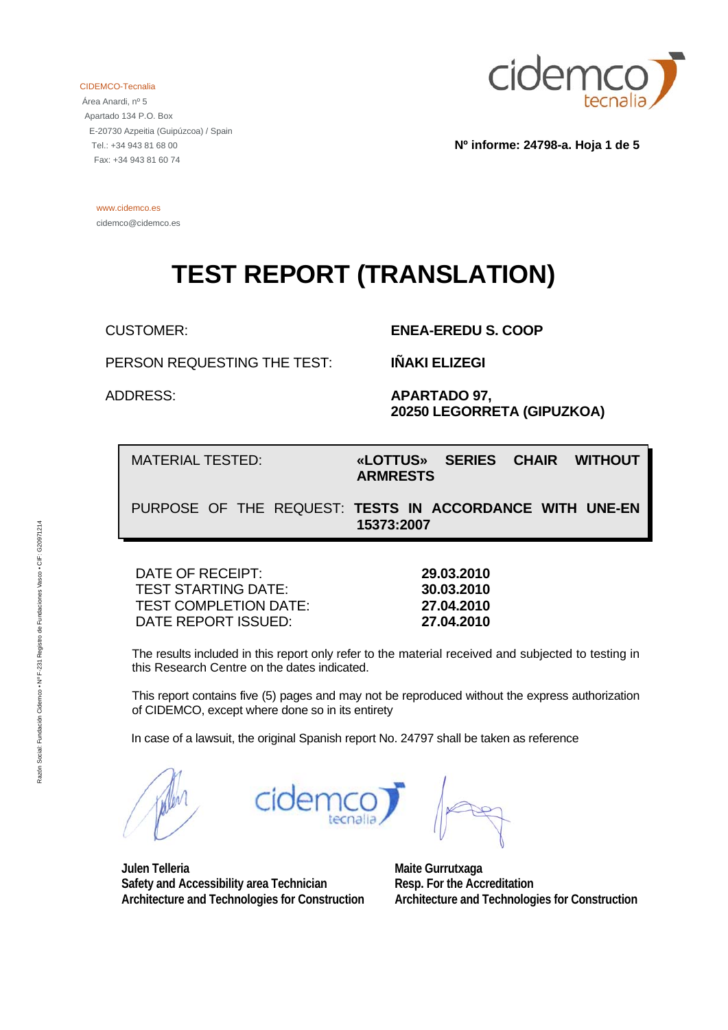CIDEMCO-Tecnalia
Área Anardi, nº 5
Apartado 134 P.O. Box
E-20730 Azpeitia (Guipúzcoa) / Spain
Tel.: +34 943 81 68 00
Fax: +34 943 81 60 74

www.cidemco.es
cidemco@cidemco.es

**Nº informe: 24798-a. Hoja 1 de 5**

# TEST REPORT (TRANSLATION)

| | |
|---|---|
| CUSTOMER: | **ENEA-EREDU S. COOP** |
| PERSON REQUESTING THE TEST: | **IÑAKI ELIZEGI** |
| ADDRESS: | **APARTADO 97, 20250 LEGORRETA (GIPUZKOA)** |

| | |
|---|---|
| MATERIAL TESTED: | **«LOTTUS» SERIES CHAIR WITHOUT ARMRESTS** |
| PURPOSE OF THE REQUEST: | **TESTS IN ACCORDANCE WITH UNE-EN 15373:2007** |

| | |
|---|---|
| DATE OF RECEIPT: | **29.03.2010** |
| TEST STARTING DATE: | **30.03.2010** |
| TEST COMPLETION DATE: | **27.04.2010** |
| DATE REPORT ISSUED: | **27.04.2010** |

The results included in this report only refer to the material received and subjected to testing in this Research Centre on the dates indicated.

This report contains five (5) pages and may not be reproduced without the express authorization of CIDEMCO, except where done so in its entirety

In case of a lawsuit, the original Spanish report No. 24797 shall be taken as reference

**Julen Telleria**
**Safety and Accessibility area Technician**
**Architecture and Technologies for Construction**

**Maite Gurrutxaga**
**Resp. For the Accreditation**
**Architecture and Technologies for Construction**

Razón Social: Fundación Cidemco • Nº F-231 Registro de Fundaciones Vasco • CIF: G20971214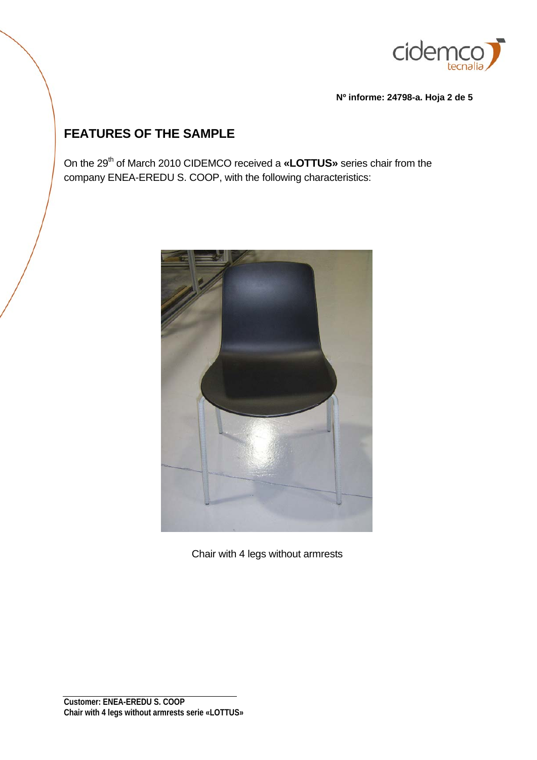## FEATURES OF THE SAMPLE

On the 29[th] of March 2010 CIDEMCO received a **«LOTTUS»** series chair from the company ENEA-EREDU S. COOP, with the following characteristics:

Chair with 4 legs without armrests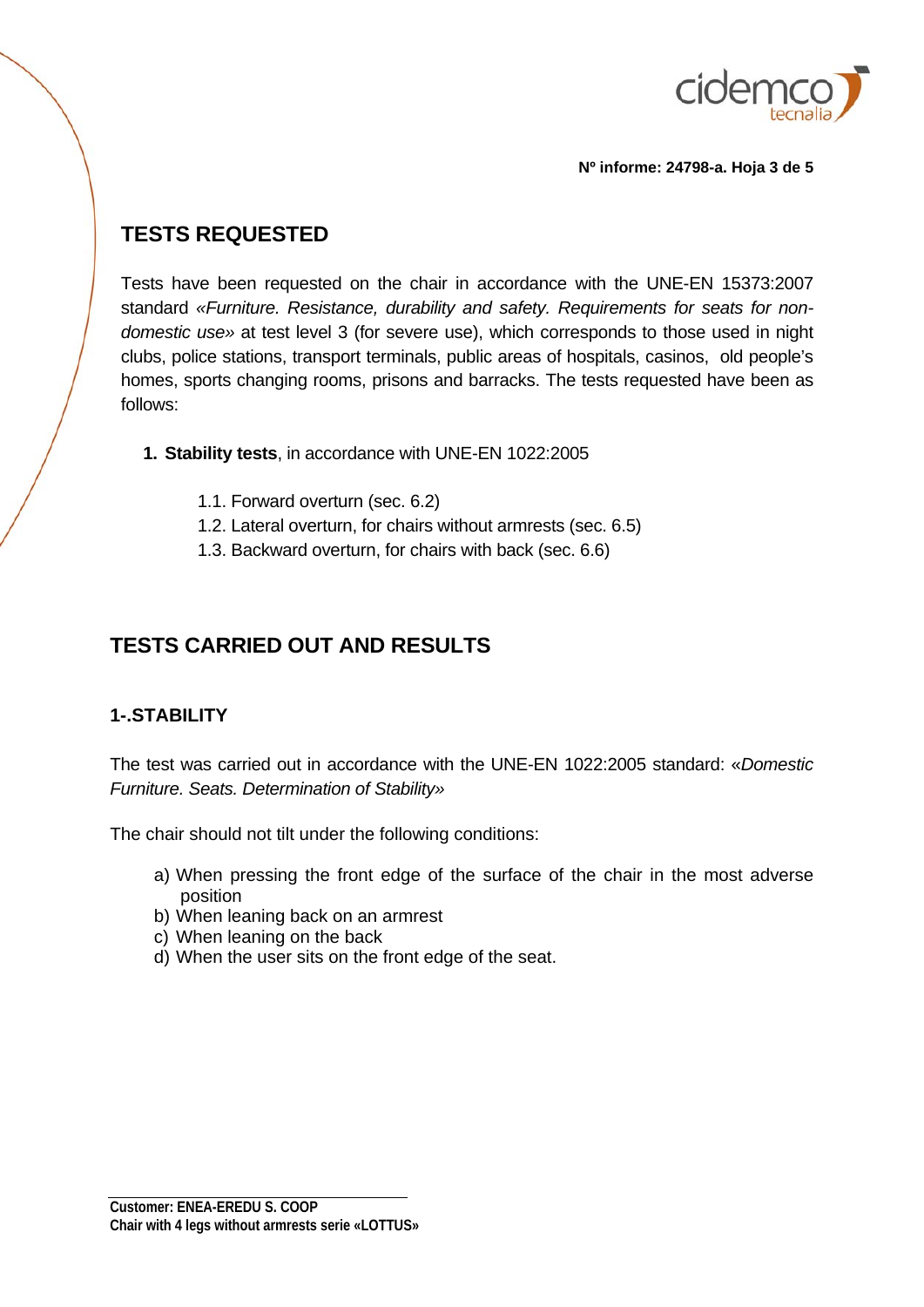## TESTS REQUESTED

Tests have been requested on the chair in accordance with the UNE-EN 15373:2007 standard *«Furniture. Resistance, durability and safety. Requirements for seats for non-domestic use»* at test level 3 (for severe use), which corresponds to those used in night clubs, police stations, transport terminals, public areas of hospitals, casinos, old people's homes, sports changing rooms, prisons and barracks. The tests requested have been as follows:

1. **Stability tests**, in accordance with UNE-EN 1022:2005

   1.1. Forward overturn (sec. 6.2)
   1.2. Lateral overturn, for chairs without armrests (sec. 6.5)
   1.3. Backward overturn, for chairs with back (sec. 6.6)

## TESTS CARRIED OUT AND RESULTS

### 1-.STABILITY

The test was carried out in accordance with the UNE-EN 1022:2005 standard: «*Domestic Furniture. Seats. Determination of Stability*»

The chair should not tilt under the following conditions:

a) When pressing the front edge of the surface of the chair in the most adverse position
b) When leaning back on an armrest
c) When leaning on the back
d) When the user sits on the front edge of the seat.

**Customer: ENEA-EREDU S. COOP**
**Chair with 4 legs without armrests serie «LOTTUS»**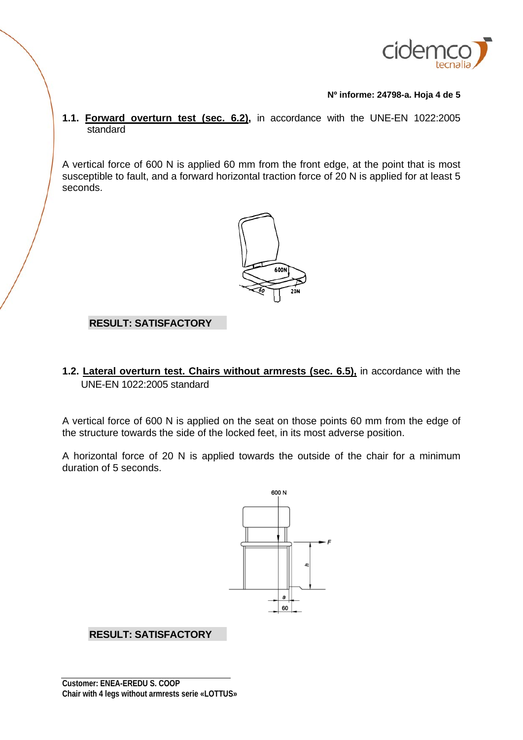**1.1. Forward overturn test (sec. 6.2),** in accordance with the UNE-EN 1022:2005 standard

A vertical force of 600 N is applied 60 mm from the front edge, at the point that is most susceptible to fault, and a forward horizontal traction force of 20 N is applied for at least 5 seconds.

**RESULT: SATISFACTORY**

**1.2. Lateral overturn test. Chairs without armrests (sec. 6.5),** in accordance with the UNE-EN 1022:2005 standard

A vertical force of 600 N is applied on the seat on those points 60 mm from the edge of the structure towards the side of the locked feet, in its most adverse position.

A horizontal force of 20 N is applied towards the outside of the chair for a minimum duration of 5 seconds.

**RESULT: SATISFACTORY**

**Customer: ENEA-EREDU S. COOP**
**Chair with 4 legs without armrests serie «LOTTUS»**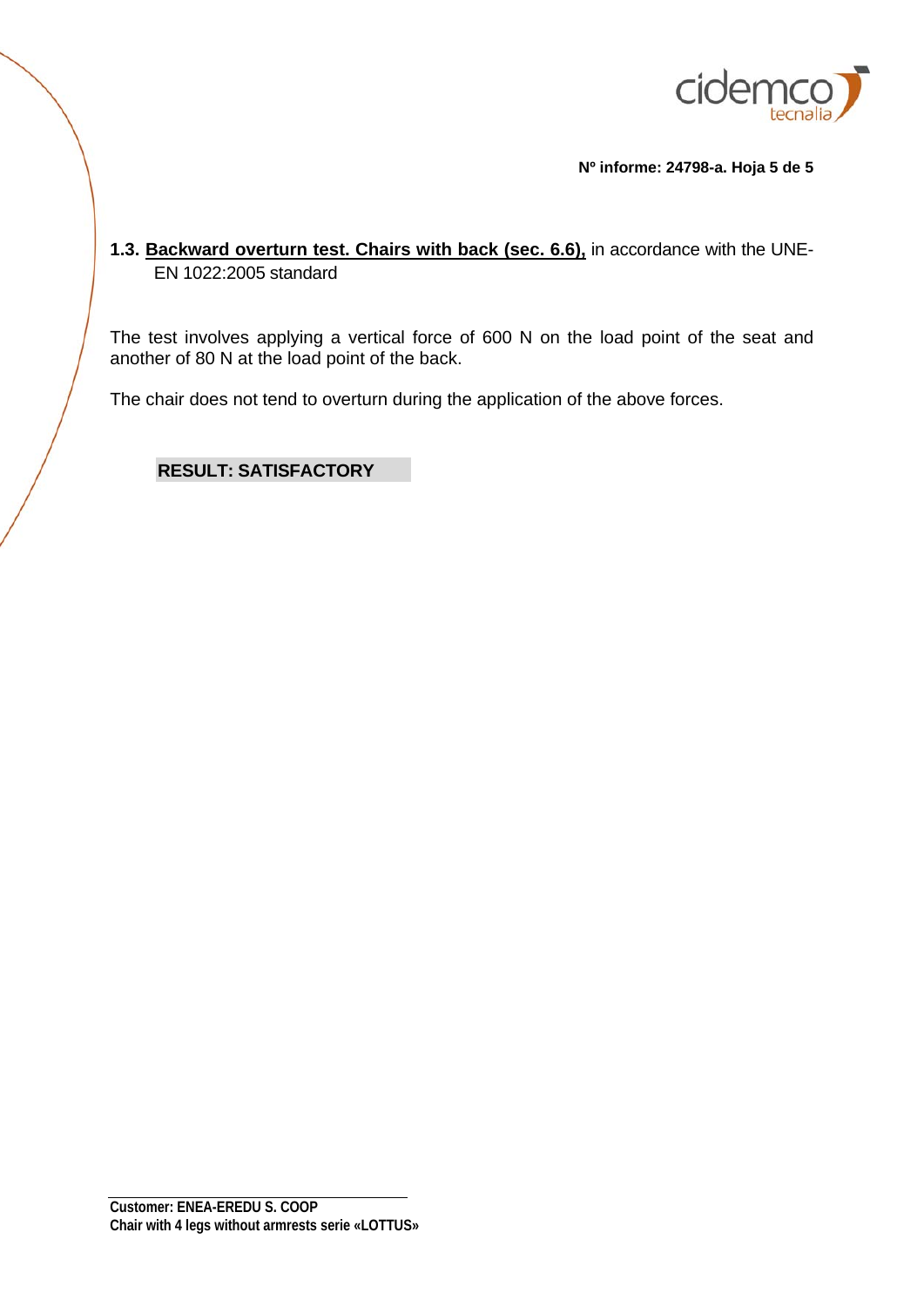### 1.3. **Backward overturn test. Chairs with back (sec. 6.6),** in accordance with the UNE-EN 1022:2005 standard

The test involves applying a vertical force of 600 N on the load point of the seat and another of 80 N at the load point of the back.

The chair does not tend to overturn during the application of the above forces.

**RESULT: SATISFACTORY**